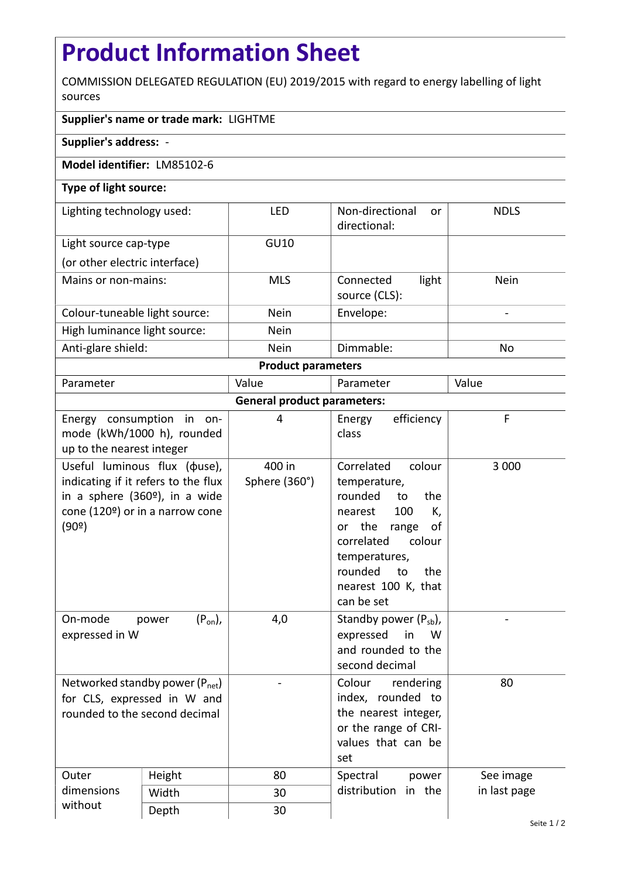# Product Information Sheet

COMMISSION DELEGATED REGULATION (EU) 2019/2015 with regard to energy labelling of light sources

**Supplier's name or trade mark:** LIGHTME

**Supplier's address:** -

**Model identifier:** LM85102-6

**Type of light source:**

| | | | |
|---|---|---|---|
| Lighting technology used: | LED | Non-directional or directional: | NDLS |
| Light source cap-type (or other electric interface) | GU10 | | |
| Mains or non-mains: | MLS | Connected light source (CLS): | Nein |
| Colour-tuneable light source: | Nein | Envelope: | - |
| High luminance light source: | Nein | | |
| Anti-glare shield: | Nein | Dimmable: | No |

**Product parameters**

| Parameter | | Value | Parameter | Value |
|---|---|---|---|---|
| **General product parameters:** | | | | |
| Energy consumption in on-mode (kWh/1000 h), rounded up to the nearest integer | | 4 | Energy efficiency class | F |
| Useful luminous flux (ϕuse), indicating if it refers to the flux in a sphere (360º), in a wide cone (120º) or in a narrow cone (90º) | | 400 in Sphere (360°) | Correlated colour temperature, rounded to the nearest 100 K, or the range of correlated colour temperatures, rounded to the nearest 100 K, that can be set | 3 000 |
| On-mode power ($P_{on}$), expressed in W | | 4,0 | Standby power ($P_{sb}$), expressed in W and rounded to the second decimal | - |
| Networked standby power ($P_{net}$) for CLS, expressed in W and rounded to the second decimal | | - | Colour rendering index, rounded to the nearest integer, or the range of CRI-values that can be set | 80 |
| Outer dimensions without | Height | 80 | Spectral power distribution in the | See image in last page |
| | Width | 30 | | |
| | Depth | 30 | | |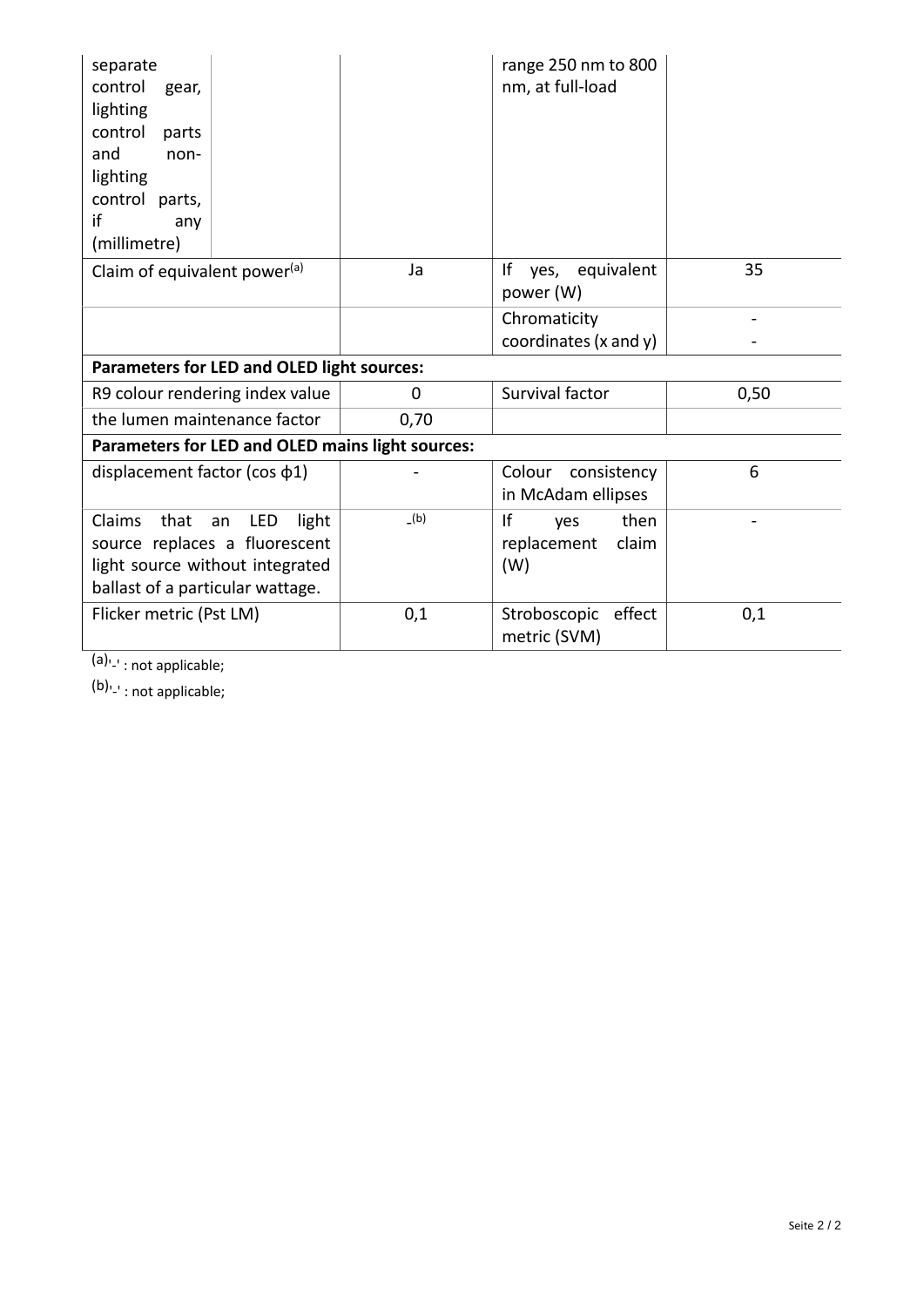| | | | |
|---|---|---|---|
| separate control gear, lighting control parts and non-lighting control parts, if any (millimetre) | | range 250 nm to 800 nm, at full-load | |
| Claim of equivalent power[a] | Ja | If yes, equivalent power (W) | 35 |
| | | Chromaticity coordinates (x and y) | - <br> - |
| **Parameters for LED and OLED light sources:** | | | |
| R9 colour rendering index value | 0 | Survival factor | 0,50 |
| the lumen maintenance factor | 0,70 | | |
| **Parameters for LED and OLED mains light sources:** | | | |
| displacement factor (cos ϕ1) | - | Colour consistency in McAdam ellipses | 6 |
| Claims that an LED light source replaces a fluorescent light source without integrated ballast of a particular wattage. | -[b] | If yes then replacement claim (W) | - |
| Flicker metric (Pst LM) | 0,1 | Stroboscopic effect metric (SVM) | 0,1 |

[a]'-' : not applicable;

[b]'-' : not applicable;